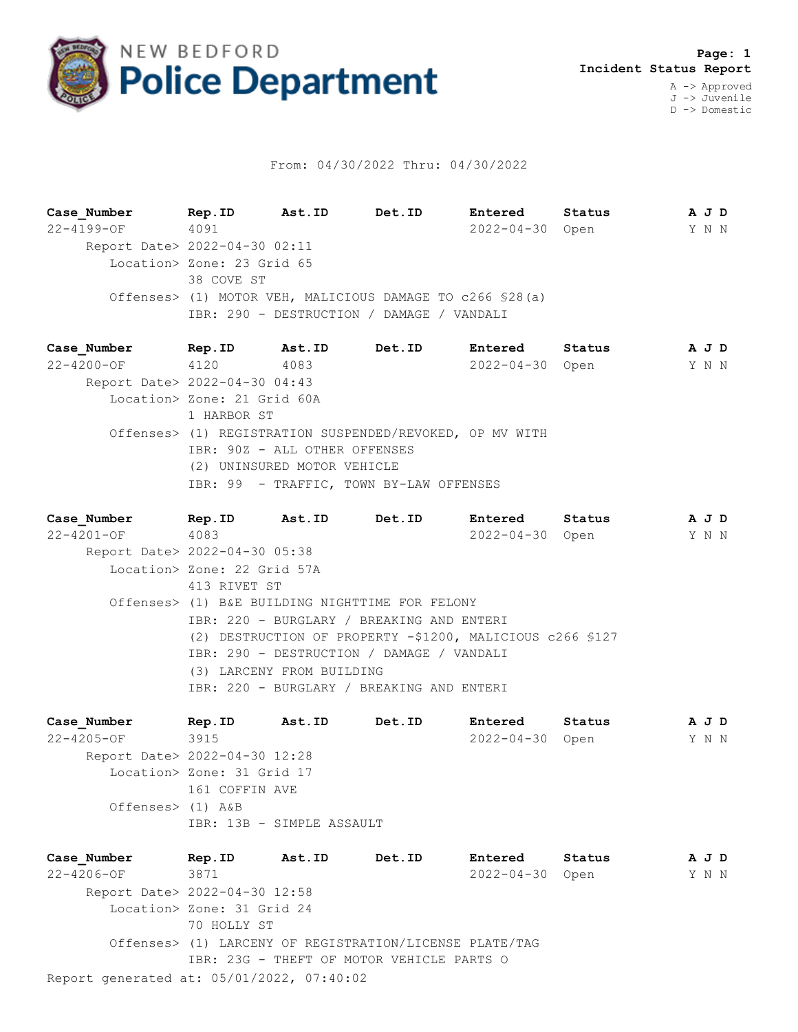# NEW BEDFORD Police Department

**Incident Status Report**

A -> Approved
J -> Juvenile
D -> Domestic

From: 04/30/2022 Thru: 04/30/2022

| Case_Number | Rep.ID | Ast.ID | Det.ID | Entered | Status | A | J | D |
|---|---|---|---|---|---|---|---|---|
| 22-4199-OF | 4091 | | | 2022-04-30 | Open | Y | N | N |

Report Date> 2022-04-30 02:11
Location> Zone: 23 Grid 65
38 COVE ST
Offenses> (1) MOTOR VEH, MALICIOUS DAMAGE TO c266 §28(a)
IBR: 290 - DESTRUCTION / DAMAGE / VANDALI

| Case_Number | Rep.ID | Ast.ID | Det.ID | Entered | Status | A | J | D |
|---|---|---|---|---|---|---|---|---|
| 22-4200-OF | 4120 | 4083 | | 2022-04-30 | Open | Y | N | N |

Report Date> 2022-04-30 04:43
Location> Zone: 21 Grid 60A
1 HARBOR ST
Offenses> (1) REGISTRATION SUSPENDED/REVOKED, OP MV WITH
IBR: 90Z - ALL OTHER OFFENSES
(2) UNINSURED MOTOR VEHICLE
IBR: 99 - TRAFFIC, TOWN BY-LAW OFFENSES

| Case_Number | Rep.ID | Ast.ID | Det.ID | Entered | Status | A | J | D |
|---|---|---|---|---|---|---|---|---|
| 22-4201-OF | 4083 | | | 2022-04-30 | Open | Y | N | N |

Report Date> 2022-04-30 05:38
Location> Zone: 22 Grid 57A
413 RIVET ST
Offenses> (1) B&E BUILDING NIGHTTIME FOR FELONY
IBR: 220 - BURGLARY / BREAKING AND ENTERI
(2) DESTRUCTION OF PROPERTY -$1200, MALICIOUS c266 §127
IBR: 290 - DESTRUCTION / DAMAGE / VANDALI
(3) LARCENY FROM BUILDING
IBR: 220 - BURGLARY / BREAKING AND ENTERI

| Case_Number | Rep.ID | Ast.ID | Det.ID | Entered | Status | A | J | D |
|---|---|---|---|---|---|---|---|---|
| 22-4205-OF | 3915 | | | 2022-04-30 | Open | Y | N | N |

Report Date> 2022-04-30 12:28
Location> Zone: 31 Grid 17
161 COFFIN AVE
Offenses> (1) A&B
IBR: 13B - SIMPLE ASSAULT

| Case_Number | Rep.ID | Ast.ID | Det.ID | Entered | Status | A | J | D |
|---|---|---|---|---|---|---|---|---|
| 22-4206-OF | 3871 | | | 2022-04-30 | Open | Y | N | N |

Report Date> 2022-04-30 12:58
Location> Zone: 31 Grid 24
70 HOLLY ST
Offenses> (1) LARCENY OF REGISTRATION/LICENSE PLATE/TAG
IBR: 23G - THEFT OF MOTOR VEHICLE PARTS O

Report generated at: 05/01/2022, 07:40:02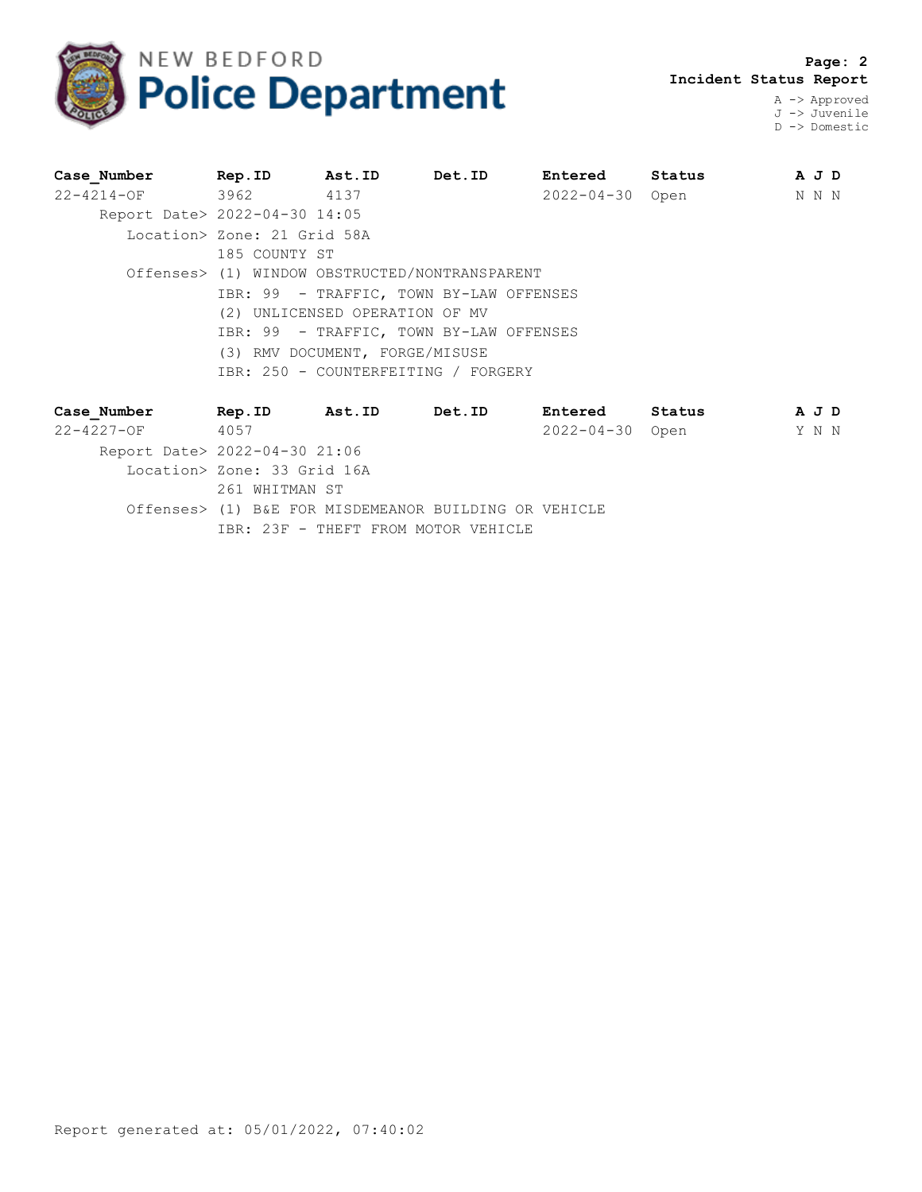**NEW BEDFORD Police Department**

**Incident Status Report**

A -> Approved
J -> Juvenile
D -> Domestic

| Case_Number | Rep.ID | Ast.ID | Det.ID | Entered | Status | A J D |
|---|---|---|---|---|---|---|
| 22-4214-OF | 3962 | 4137 | | 2022-04-30 | Open | N N N |

Report Date> 2022-04-30 14:05
Location> Zone: 21 Grid 58A
185 COUNTY ST
Offenses> (1) WINDOW OBSTRUCTED/NONTRANSPARENT
IBR: 99 - TRAFFIC, TOWN BY-LAW OFFENSES
(2) UNLICENSED OPERATION OF MV
IBR: 99 - TRAFFIC, TOWN BY-LAW OFFENSES
(3) RMV DOCUMENT, FORGE/MISUSE
IBR: 250 - COUNTERFEITING / FORGERY

| Case_Number | Rep.ID | Ast.ID | Det.ID | Entered | Status | A J D |
|---|---|---|---|---|---|---|
| 22-4227-OF | 4057 | | | 2022-04-30 | Open | Y N N |

Report Date> 2022-04-30 21:06
Location> Zone: 33 Grid 16A
261 WHITMAN ST
Offenses> (1) B&E FOR MISDEMEANOR BUILDING OR VEHICLE
IBR: 23F - THEFT FROM MOTOR VEHICLE

Report generated at: 05/01/2022, 07:40:02